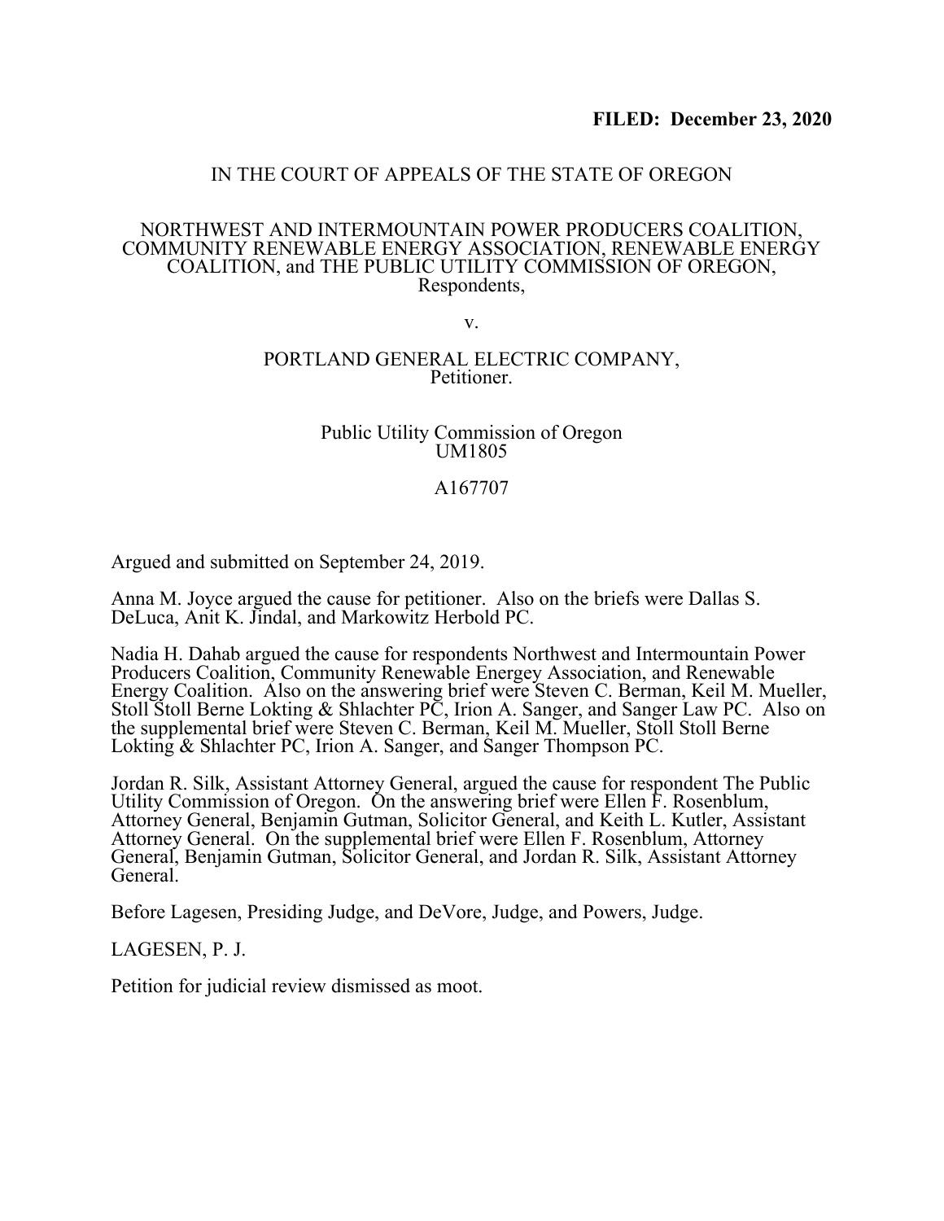**FILED: December 23, 2020**

IN THE COURT OF APPEALS OF THE STATE OF OREGON

NORTHWEST AND INTERMOUNTAIN POWER PRODUCERS COALITION, COMMUNITY RENEWABLE ENERGY ASSOCIATION, RENEWABLE ENERGY COALITION, and THE PUBLIC UTILITY COMMISSION OF OREGON, Respondents,

v.

PORTLAND GENERAL ELECTRIC COMPANY, Petitioner.

Public Utility Commission of Oregon
UM1805

A167707

Argued and submitted on September 24, 2019.

Anna M. Joyce argued the cause for petitioner. Also on the briefs were Dallas S. DeLuca, Anit K. Jindal, and Markowitz Herbold PC.

Nadia H. Dahab argued the cause for respondents Northwest and Intermountain Power Producers Coalition, Community Renewable Energey Association, and Renewable Energy Coalition. Also on the answering brief were Steven C. Berman, Keil M. Mueller, Stoll Stoll Berne Lokting & Shlachter PC, Irion A. Sanger, and Sanger Law PC. Also on the supplemental brief were Steven C. Berman, Keil M. Mueller, Stoll Stoll Berne Lokting & Shlachter PC, Irion A. Sanger, and Sanger Thompson PC.

Jordan R. Silk, Assistant Attorney General, argued the cause for respondent The Public Utility Commission of Oregon. On the answering brief were Ellen F. Rosenblum, Attorney General, Benjamin Gutman, Solicitor General, and Keith L. Kutler, Assistant Attorney General. On the supplemental brief were Ellen F. Rosenblum, Attorney General, Benjamin Gutman, Solicitor General, and Jordan R. Silk, Assistant Attorney General.

Before Lagesen, Presiding Judge, and DeVore, Judge, and Powers, Judge.

LAGESEN, P. J.

Petition for judicial review dismissed as moot.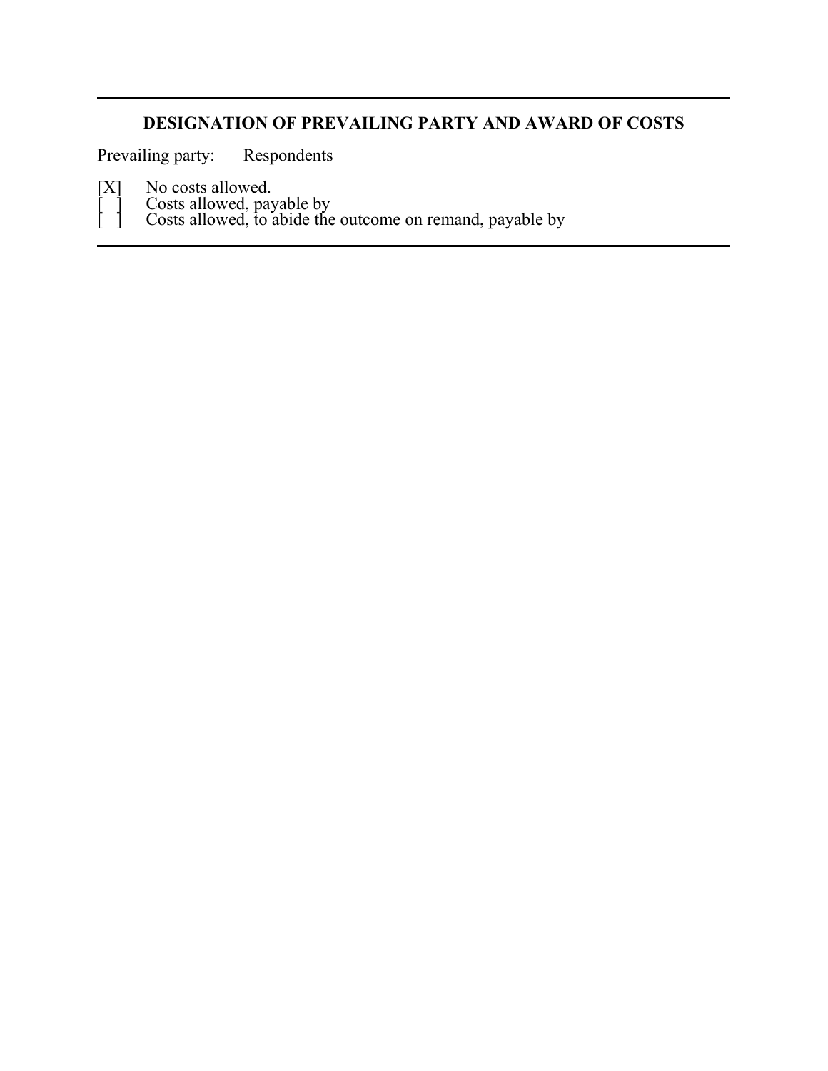---

**DESIGNATION OF PREVAILING PARTY AND AWARD OF COSTS**

Prevailing party: Respondents

[X] No costs allowed.
[ ] Costs allowed, payable by
[ ] Costs allowed, to abide the outcome on remand, payable by

---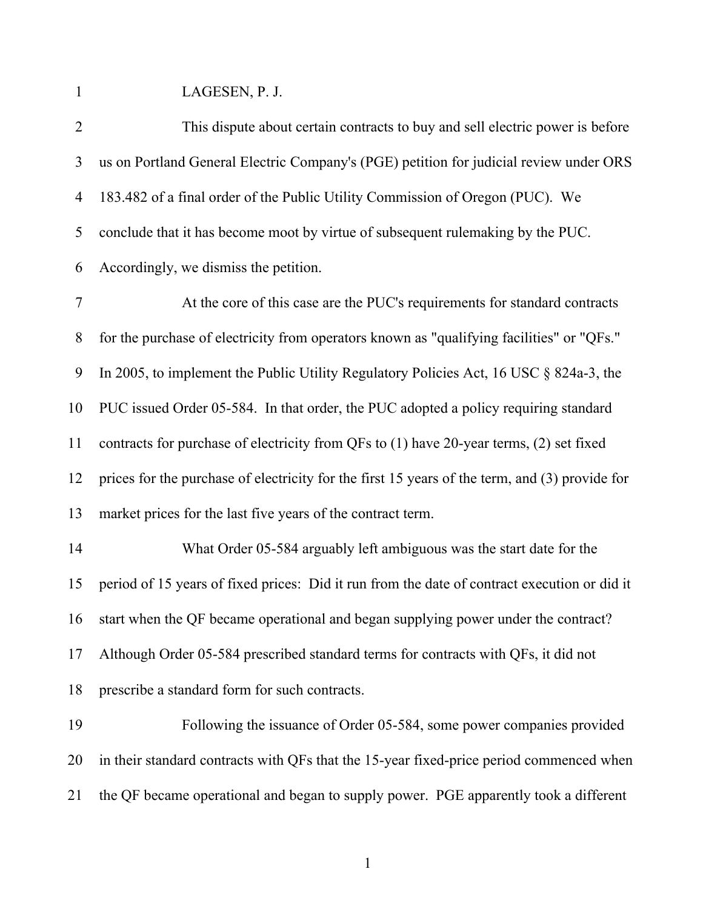LAGESEN, P. J.

This dispute about certain contracts to buy and sell electric power is before us on Portland General Electric Company's (PGE) petition for judicial review under ORS 183.482 of a final order of the Public Utility Commission of Oregon (PUC). We conclude that it has become moot by virtue of subsequent rulemaking by the PUC. Accordingly, we dismiss the petition.

At the core of this case are the PUC's requirements for standard contracts for the purchase of electricity from operators known as "qualifying facilities" or "QFs." In 2005, to implement the Public Utility Regulatory Policies Act, 16 USC § 824a-3, the PUC issued Order 05-584. In that order, the PUC adopted a policy requiring standard contracts for purchase of electricity from QFs to (1) have 20-year terms, (2) set fixed prices for the purchase of electricity for the first 15 years of the term, and (3) provide for market prices for the last five years of the contract term.

What Order 05-584 arguably left ambiguous was the start date for the period of 15 years of fixed prices: Did it run from the date of contract execution or did it start when the QF became operational and began supplying power under the contract? Although Order 05-584 prescribed standard terms for contracts with QFs, it did not prescribe a standard form for such contracts.

Following the issuance of Order 05-584, some power companies provided in their standard contracts with QFs that the 15-year fixed-price period commenced when the QF became operational and began to supply power. PGE apparently took a different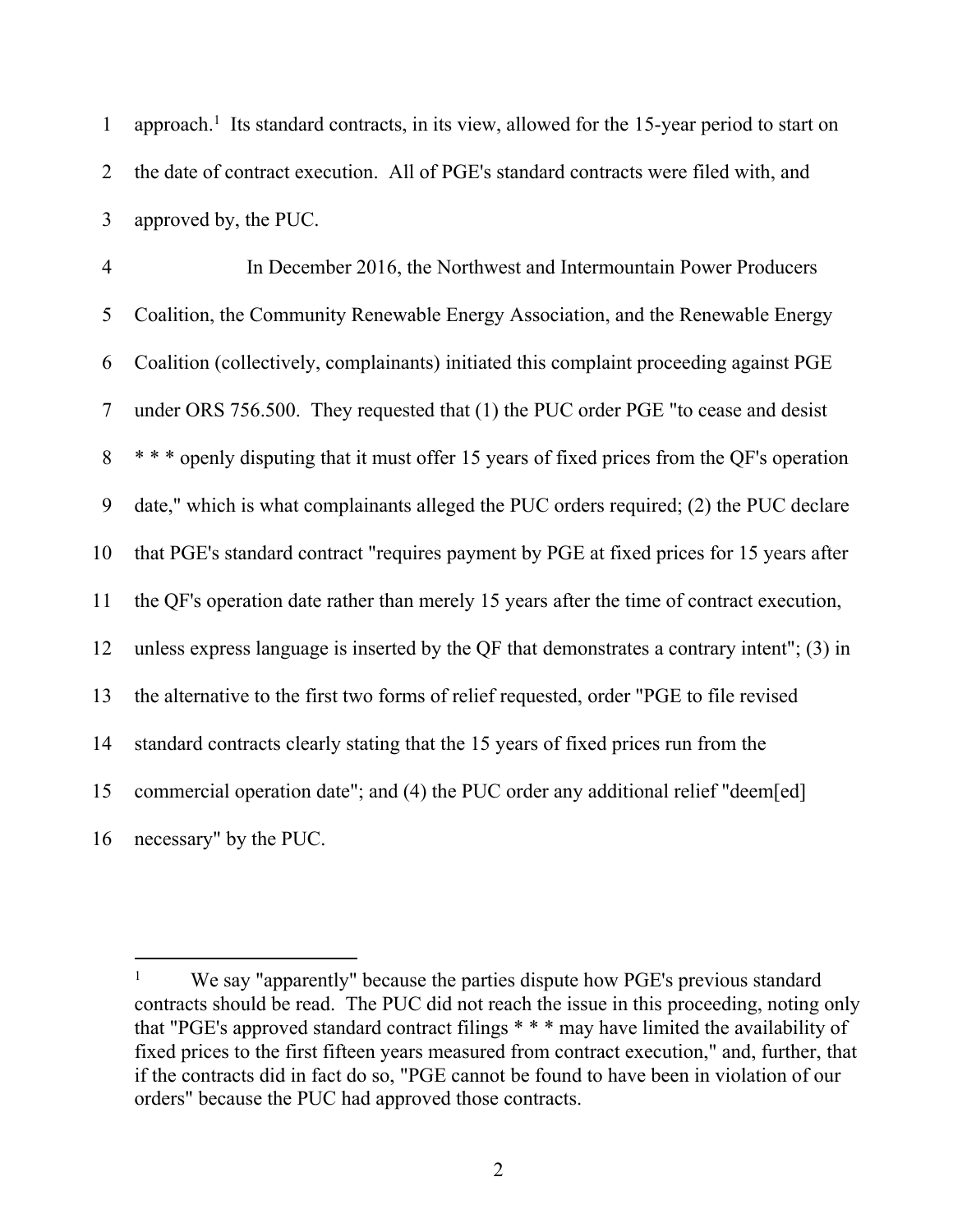approach.[1] Its standard contracts, in its view, allowed for the 15-year period to start on the date of contract execution. All of PGE's standard contracts were filed with, and approved by, the PUC.

In December 2016, the Northwest and Intermountain Power Producers Coalition, the Community Renewable Energy Association, and the Renewable Energy Coalition (collectively, complainants) initiated this complaint proceeding against PGE under ORS 756.500. They requested that (1) the PUC order PGE "to cease and desist * * * openly disputing that it must offer 15 years of fixed prices from the QF's operation date," which is what complainants alleged the PUC orders required; (2) the PUC declare that PGE's standard contract "requires payment by PGE at fixed prices for 15 years after the QF's operation date rather than merely 15 years after the time of contract execution, unless express language is inserted by the QF that demonstrates a contrary intent"; (3) in the alternative to the first two forms of relief requested, order "PGE to file revised standard contracts clearly stating that the 15 years of fixed prices run from the commercial operation date"; and (4) the PUC order any additional relief "deem[ed] necessary" by the PUC.

---

[1] We say "apparently" because the parties dispute how PGE's previous standard contracts should be read. The PUC did not reach the issue in this proceeding, noting only that "PGE's approved standard contract filings * * * may have limited the availability of fixed prices to the first fifteen years measured from contract execution," and, further, that if the contracts did in fact do so, "PGE cannot be found to have been in violation of our orders" because the PUC had approved those contracts.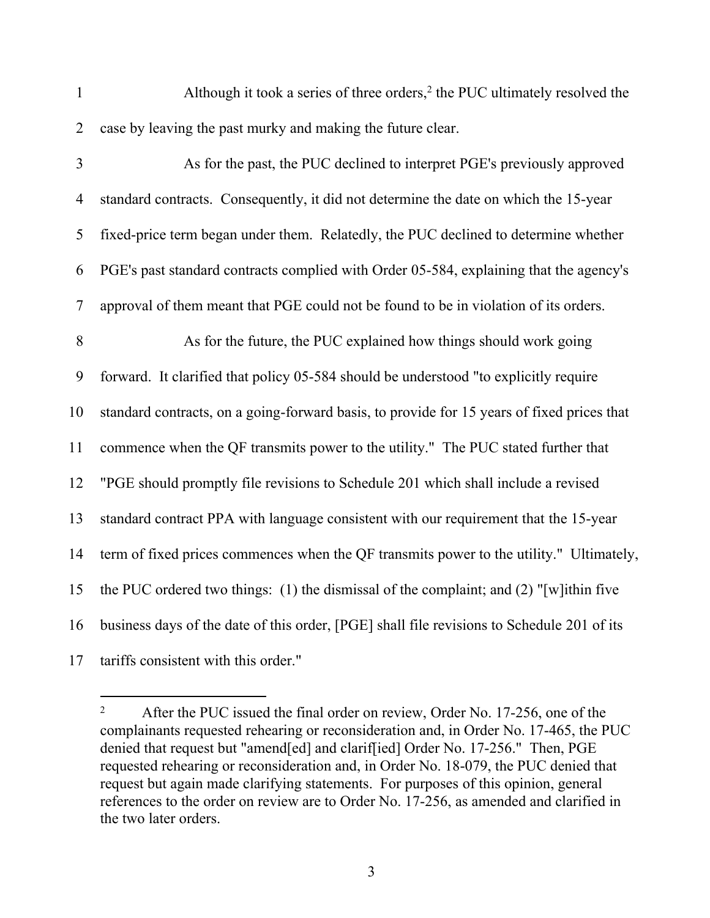Although it took a series of three orders,[2] the PUC ultimately resolved the case by leaving the past murky and making the future clear.

As for the past, the PUC declined to interpret PGE's previously approved standard contracts. Consequently, it did not determine the date on which the 15-year fixed-price term began under them. Relatedly, the PUC declined to determine whether PGE's past standard contracts complied with Order 05-584, explaining that the agency's approval of them meant that PGE could not be found to be in violation of its orders.

As for the future, the PUC explained how things should work going forward. It clarified that policy 05-584 should be understood "to explicitly require standard contracts, on a going-forward basis, to provide for 15 years of fixed prices that commence when the QF transmits power to the utility." The PUC stated further that "PGE should promptly file revisions to Schedule 201 which shall include a revised standard contract PPA with language consistent with our requirement that the 15-year term of fixed prices commences when the QF transmits power to the utility." Ultimately, the PUC ordered two things: (1) the dismissal of the complaint; and (2) "[w]ithin five business days of the date of this order, [PGE] shall file revisions to Schedule 201 of its tariffs consistent with this order."

---

[2] After the PUC issued the final order on review, Order No. 17-256, one of the complainants requested rehearing or reconsideration and, in Order No. 17-465, the PUC denied that request but "amend[ed] and clarif[ied] Order No. 17-256." Then, PGE requested rehearing or reconsideration and, in Order No. 18-079, the PUC denied that request but again made clarifying statements. For purposes of this opinion, general references to the order on review are to Order No. 17-256, as amended and clarified in the two later orders.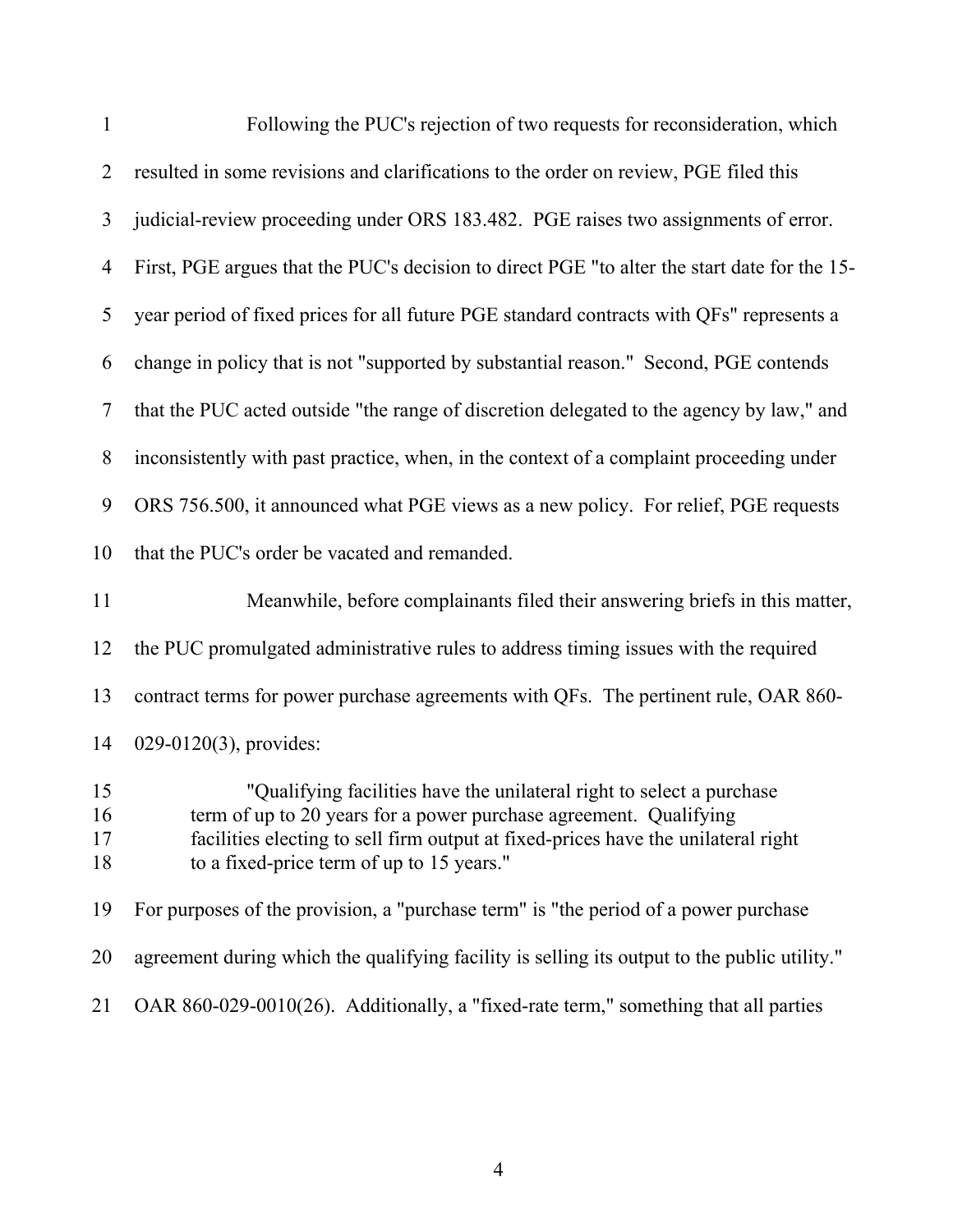Following the PUC's rejection of two requests for reconsideration, which resulted in some revisions and clarifications to the order on review, PGE filed this judicial-review proceeding under ORS 183.482. PGE raises two assignments of error. First, PGE argues that the PUC's decision to direct PGE "to alter the start date for the 15-year period of fixed prices for all future PGE standard contracts with QFs" represents a change in policy that is not "supported by substantial reason." Second, PGE contends that the PUC acted outside "the range of discretion delegated to the agency by law," and inconsistently with past practice, when, in the context of a complaint proceeding under ORS 756.500, it announced what PGE views as a new policy. For relief, PGE requests that the PUC's order be vacated and remanded.

Meanwhile, before complainants filed their answering briefs in this matter, the PUC promulgated administrative rules to address timing issues with the required contract terms for power purchase agreements with QFs. The pertinent rule, OAR 860-029-0120(3), provides:

> "Qualifying facilities have the unilateral right to select a purchase term of up to 20 years for a power purchase agreement. Qualifying facilities electing to sell firm output at fixed-prices have the unilateral right to a fixed-price term of up to 15 years."

For purposes of the provision, a "purchase term" is "the period of a power purchase agreement during which the qualifying facility is selling its output to the public utility." OAR 860-029-0010(26). Additionally, a "fixed-rate term," something that all parties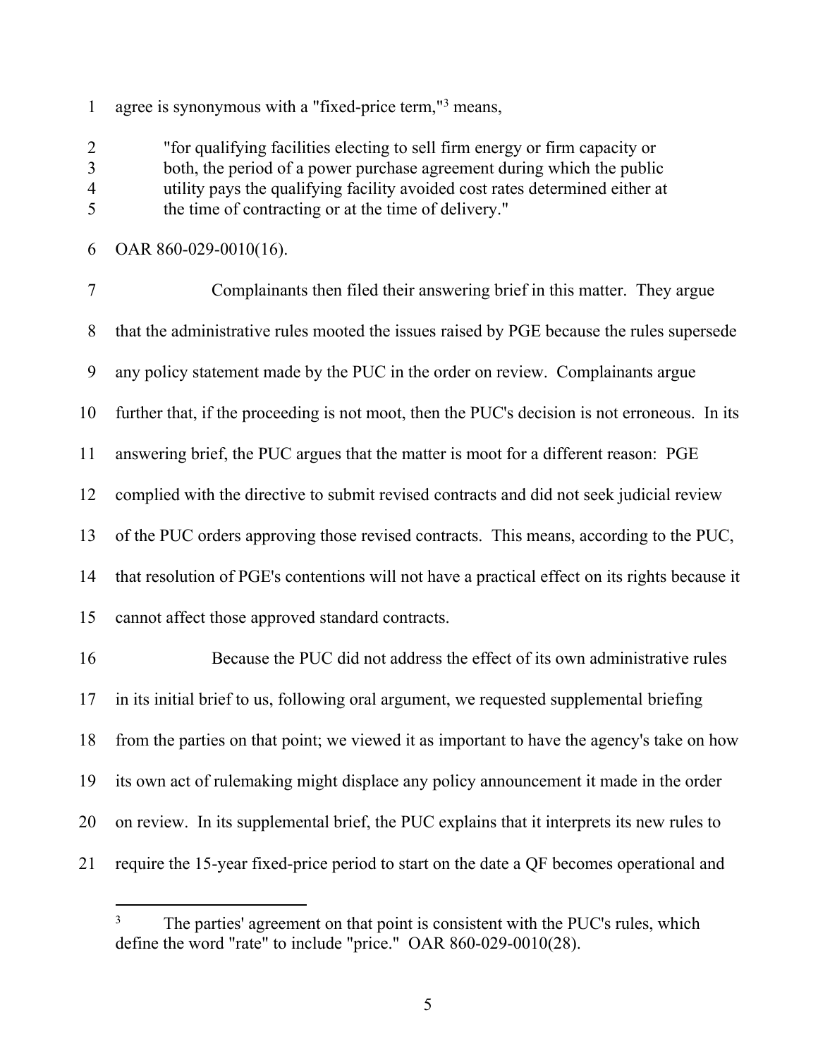agree is synonymous with a "fixed-price term,"[3] means,

> "for qualifying facilities electing to sell firm energy or firm capacity or both, the period of a power purchase agreement during which the public utility pays the qualifying facility avoided cost rates determined either at the time of contracting or at the time of delivery."

OAR 860-029-0010(16).

Complainants then filed their answering brief in this matter. They argue that the administrative rules mooted the issues raised by PGE because the rules supersede any policy statement made by the PUC in the order on review. Complainants argue further that, if the proceeding is not moot, then the PUC's decision is not erroneous. In its answering brief, the PUC argues that the matter is moot for a different reason: PGE complied with the directive to submit revised contracts and did not seek judicial review of the PUC orders approving those revised contracts. This means, according to the PUC, that resolution of PGE's contentions will not have a practical effect on its rights because it cannot affect those approved standard contracts.

Because the PUC did not address the effect of its own administrative rules in its initial brief to us, following oral argument, we requested supplemental briefing from the parties on that point; we viewed it as important to have the agency's take on how its own act of rulemaking might displace any policy announcement it made in the order on review. In its supplemental brief, the PUC explains that it interprets its new rules to require the 15-year fixed-price period to start on the date a QF becomes operational and

[3] The parties' agreement on that point is consistent with the PUC's rules, which define the word "rate" to include "price." OAR 860-029-0010(28).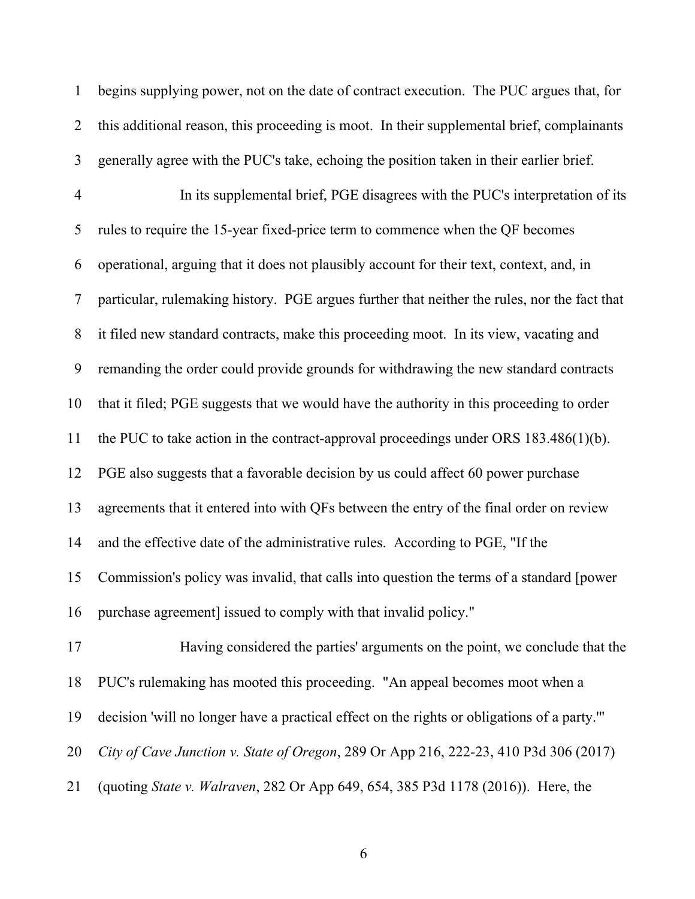begins supplying power, not on the date of contract execution. The PUC argues that, for this additional reason, this proceeding is moot. In their supplemental brief, complainants generally agree with the PUC's take, echoing the position taken in their earlier brief.

In its supplemental brief, PGE disagrees with the PUC's interpretation of its rules to require the 15-year fixed-price term to commence when the QF becomes operational, arguing that it does not plausibly account for their text, context, and, in particular, rulemaking history. PGE argues further that neither the rules, nor the fact that it filed new standard contracts, make this proceeding moot. In its view, vacating and remanding the order could provide grounds for withdrawing the new standard contracts that it filed; PGE suggests that we would have the authority in this proceeding to order the PUC to take action in the contract-approval proceedings under ORS 183.486(1)(b). PGE also suggests that a favorable decision by us could affect 60 power purchase agreements that it entered into with QFs between the entry of the final order on review and the effective date of the administrative rules. According to PGE, "If the Commission's policy was invalid, that calls into question the terms of a standard [power purchase agreement] issued to comply with that invalid policy."

Having considered the parties' arguments on the point, we conclude that the PUC's rulemaking has mooted this proceeding. "An appeal becomes moot when a decision 'will no longer have a practical effect on the rights or obligations of a party.'" *City of Cave Junction v. State of Oregon*, 289 Or App 216, 222-23, 410 P3d 306 (2017) (quoting *State v. Walraven*, 282 Or App 649, 654, 385 P3d 1178 (2016)). Here, the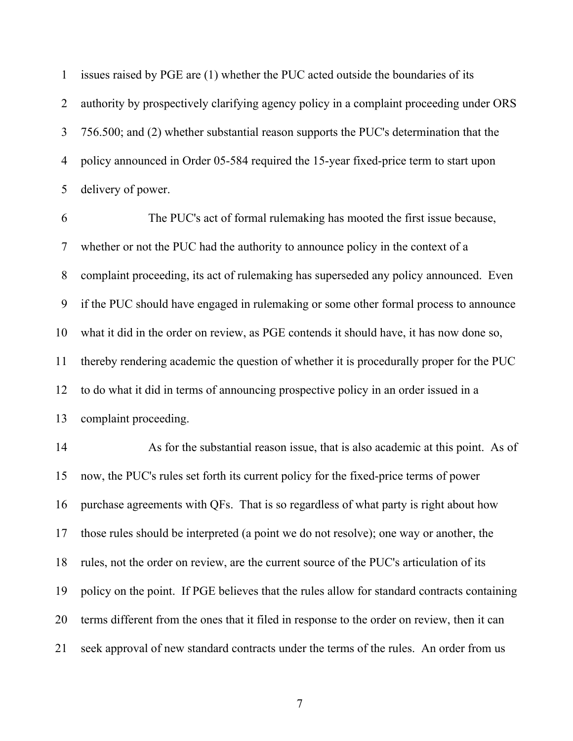issues raised by PGE are (1) whether the PUC acted outside the boundaries of its authority by prospectively clarifying agency policy in a complaint proceeding under ORS 756.500; and (2) whether substantial reason supports the PUC's determination that the policy announced in Order 05-584 required the 15-year fixed-price term to start upon delivery of power.

The PUC's act of formal rulemaking has mooted the first issue because, whether or not the PUC had the authority to announce policy in the context of a complaint proceeding, its act of rulemaking has superseded any policy announced. Even if the PUC should have engaged in rulemaking or some other formal process to announce what it did in the order on review, as PGE contends it should have, it has now done so, thereby rendering academic the question of whether it is procedurally proper for the PUC to do what it did in terms of announcing prospective policy in an order issued in a complaint proceeding.

As for the substantial reason issue, that is also academic at this point. As of now, the PUC's rules set forth its current policy for the fixed-price terms of power purchase agreements with QFs. That is so regardless of what party is right about how those rules should be interpreted (a point we do not resolve); one way or another, the rules, not the order on review, are the current source of the PUC's articulation of its policy on the point. If PGE believes that the rules allow for standard contracts containing terms different from the ones that it filed in response to the order on review, then it can seek approval of new standard contracts under the terms of the rules. An order from us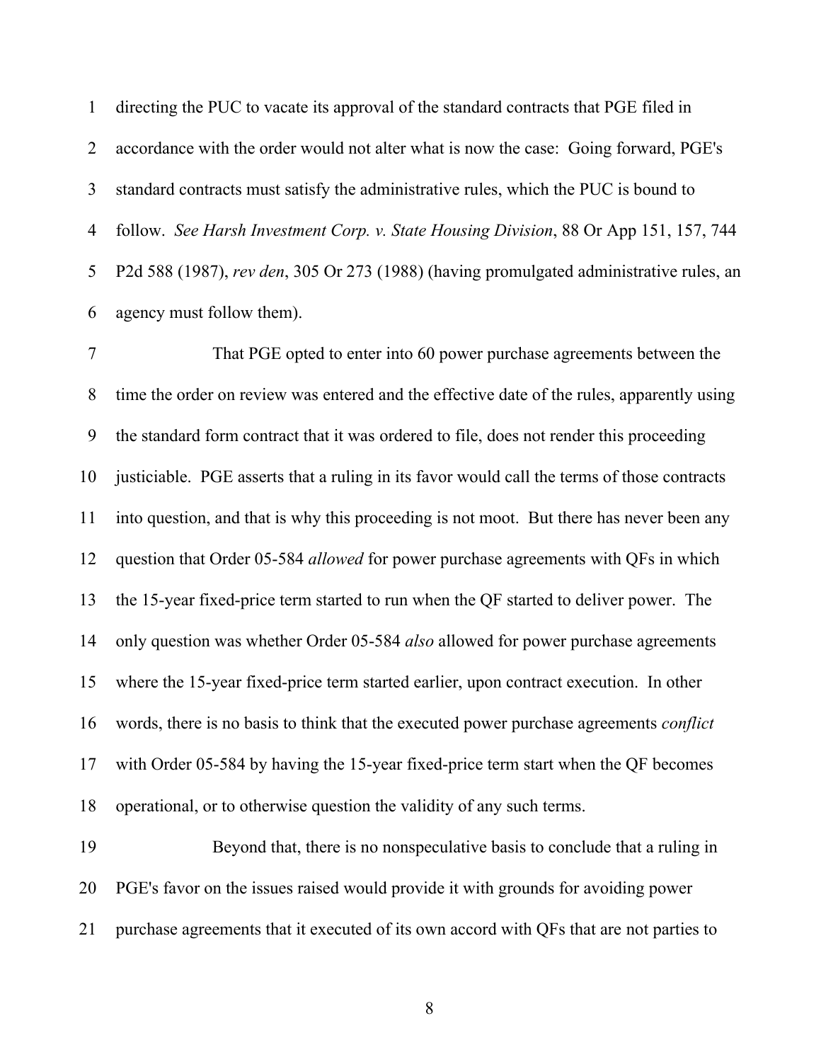directing the PUC to vacate its approval of the standard contracts that PGE filed in accordance with the order would not alter what is now the case: Going forward, PGE's standard contracts must satisfy the administrative rules, which the PUC is bound to follow. *See Harsh Investment Corp. v. State Housing Division*, 88 Or App 151, 157, 744 P2d 588 (1987), *rev den*, 305 Or 273 (1988) (having promulgated administrative rules, an agency must follow them).

That PGE opted to enter into 60 power purchase agreements between the time the order on review was entered and the effective date of the rules, apparently using the standard form contract that it was ordered to file, does not render this proceeding justiciable. PGE asserts that a ruling in its favor would call the terms of those contracts into question, and that is why this proceeding is not moot. But there has never been any question that Order 05-584 *allowed* for power purchase agreements with QFs in which the 15-year fixed-price term started to run when the QF started to deliver power. The only question was whether Order 05-584 *also* allowed for power purchase agreements where the 15-year fixed-price term started earlier, upon contract execution. In other words, there is no basis to think that the executed power purchase agreements *conflict* with Order 05-584 by having the 15-year fixed-price term start when the QF becomes operational, or to otherwise question the validity of any such terms.

Beyond that, there is no nonspeculative basis to conclude that a ruling in PGE's favor on the issues raised would provide it with grounds for avoiding power purchase agreements that it executed of its own accord with QFs that are not parties to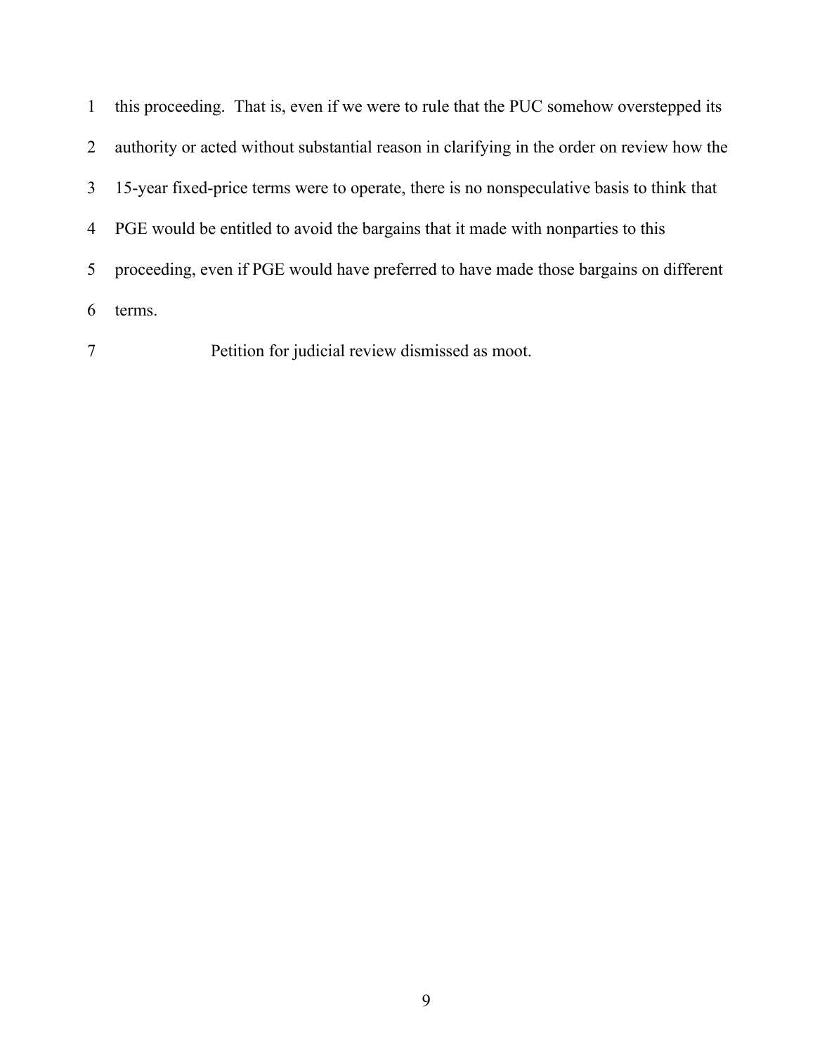this proceeding. That is, even if we were to rule that the PUC somehow overstepped its authority or acted without substantial reason in clarifying in the order on review how the 15-year fixed-price terms were to operate, there is no nonspeculative basis to think that PGE would be entitled to avoid the bargains that it made with nonparties to this proceeding, even if PGE would have preferred to have made those bargains on different terms.

Petition for judicial review dismissed as moot.